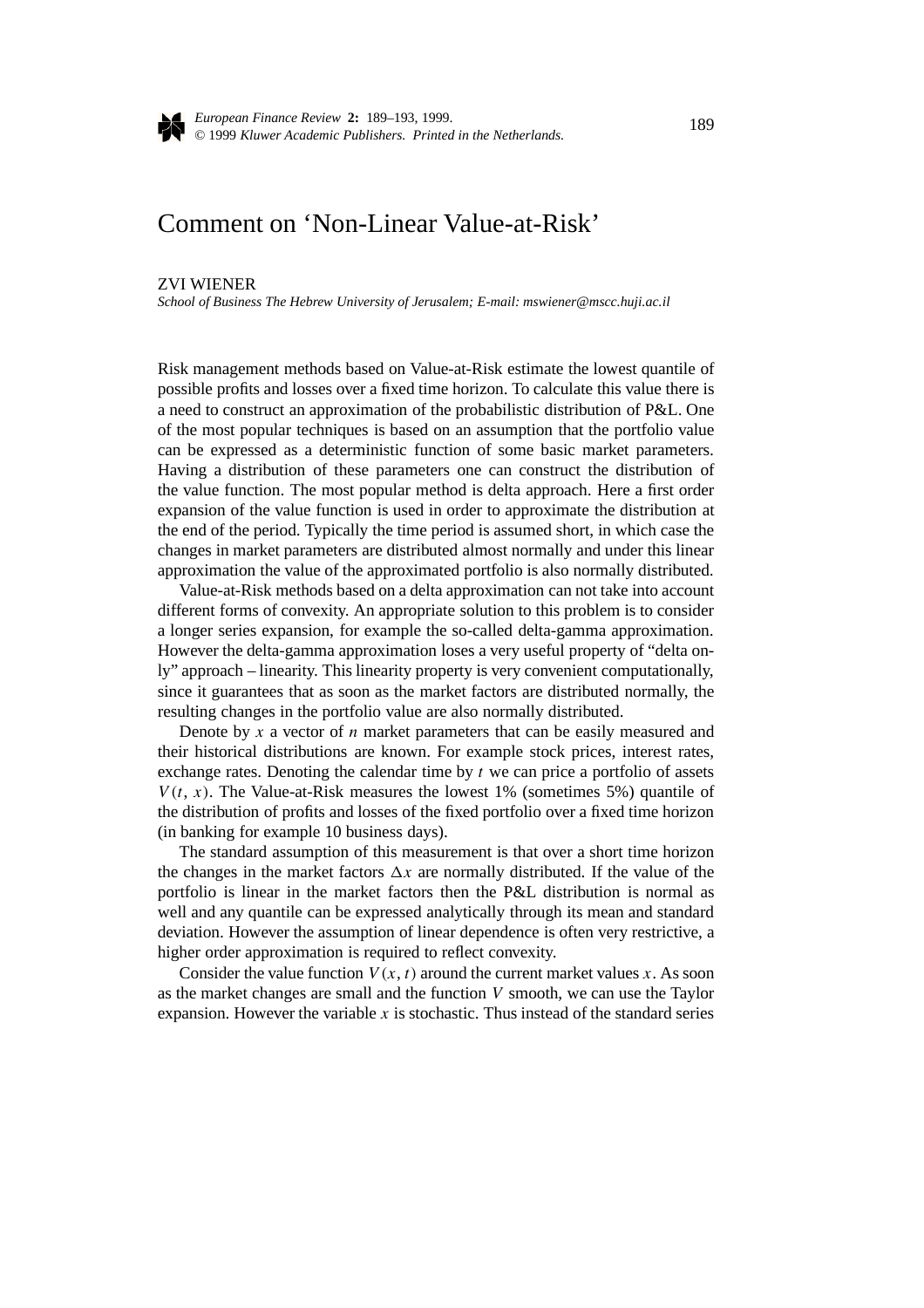# Comment on 'Non-Linear Value-at-Risk'

ZVI WIENER

*School of Business The Hebrew University of Jerusalem; E-mail: mswiener@mscc.huji.ac.il*

Risk management methods based on Value-at-Risk estimate the lowest quantile of possible profits and losses over a fixed time horizon. To calculate this value there is a need to construct an approximation of the probabilistic distribution of P&L. One of the most popular techniques is based on an assumption that the portfolio value can be expressed as a deterministic function of some basic market parameters. Having a distribution of these parameters one can construct the distribution of the value function. The most popular method is delta approach. Here a first order expansion of the value function is used in order to approximate the distribution at the end of the period. Typically the time period is assumed short, in which case the changes in market parameters are distributed almost normally and under this linear approximation the value of the approximated portfolio is also normally distributed.

Value-at-Risk methods based on a delta approximation can not take into account different forms of convexity. An appropriate solution to this problem is to consider a longer series expansion, for example the so-called delta-gamma approximation. However the delta-gamma approximation loses a very useful property of "delta only" approach – linearity. This linearity property is very convenient computationally, since it guarantees that as soon as the market factors are distributed normally, the resulting changes in the portfolio value are also normally distributed.

Denote by $x$ a vector of $n$ market parameters that can be easily measured and their historical distributions are known. For example stock prices, interest rates, exchange rates. Denoting the calendar time by $t$ we can price a portfolio of assets $V(t, x)$. The Value-at-Risk measures the lowest 1% (sometimes 5%) quantile of the distribution of profits and losses of the fixed portfolio over a fixed time horizon (in banking for example 10 business days).

The standard assumption of this measurement is that over a short time horizon the changes in the market factors $\Delta x$ are normally distributed. If the value of the portfolio is linear in the market factors then the P&L distribution is normal as well and any quantile can be expressed analytically through its mean and standard deviation. However the assumption of linear dependence is often very restrictive, a higher order approximation is required to reflect convexity.

Consider the value function $V(x, t)$ around the current market values $x$. As soon as the market changes are small and the function $V$ smooth, we can use the Taylor expansion. However the variable $x$ is stochastic. Thus instead of the standard series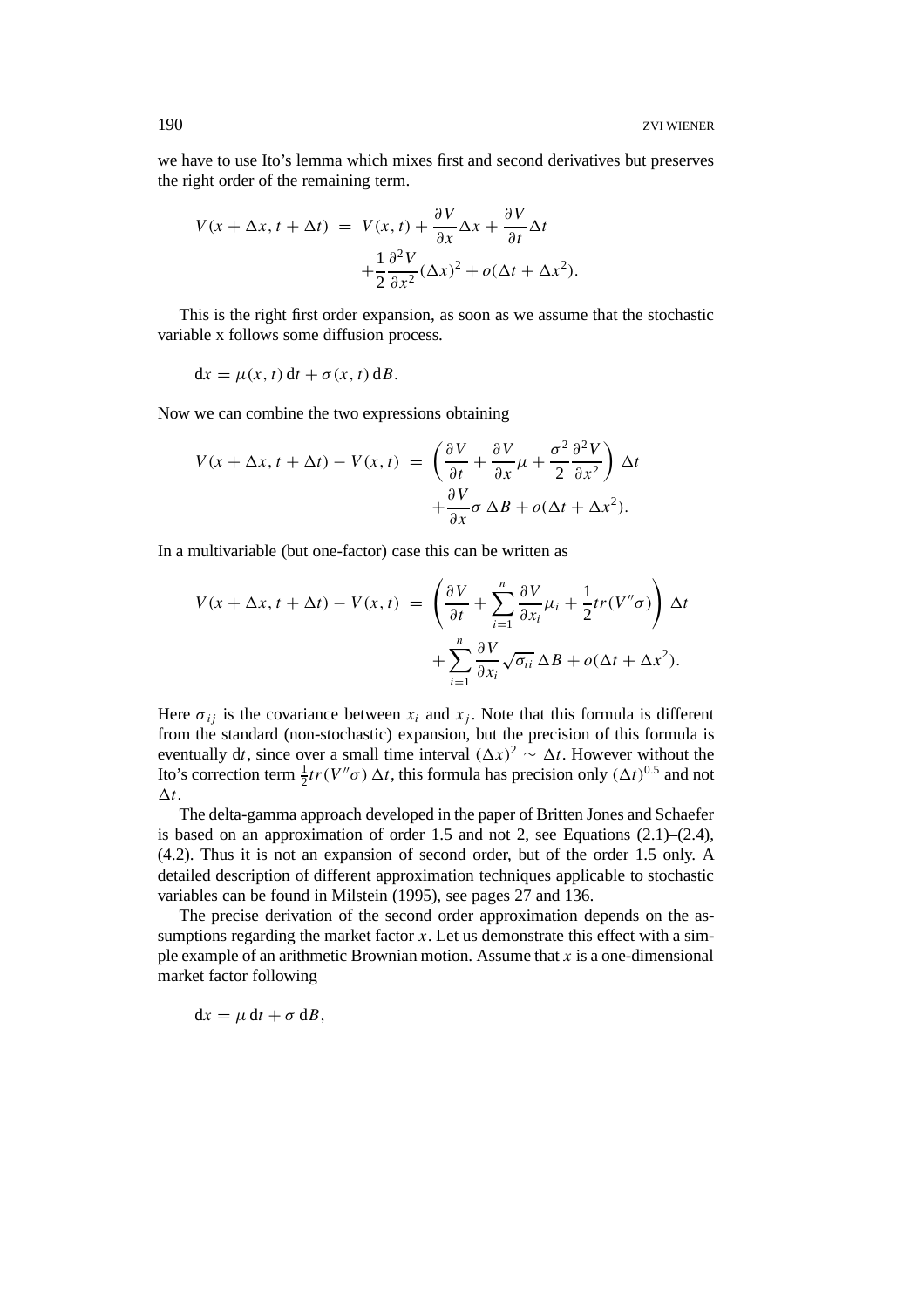we have to use Ito's lemma which mixes first and second derivatives but preserves the right order of the remaining term.

$$
\begin{aligned}
V(x+\Delta x, t+\Delta t) &= V(x,t) + \frac{\partial V}{\partial x}\Delta x + \frac{\partial V}{\partial t}\Delta t \\
&\quad + \frac{1}{2}\frac{\partial^2 V}{\partial x^2}(\Delta x)^2 + o(\Delta t + \Delta x^2).
\end{aligned}
$$

This is the right first order expansion, as soon as we assume that the stochastic variable x follows some diffusion process.

$$
\mathrm{d}x = \mu(x,t)\,\mathrm{d}t + \sigma(x,t)\,\mathrm{d}B.
$$

Now we can combine the two expressions obtaining

$$
\begin{aligned}
V(x+\Delta x, t+\Delta t) - V(x,t) &= \left(\frac{\partial V}{\partial t} + \frac{\partial V}{\partial x}\mu + \frac{\sigma^2}{2}\frac{\partial^2 V}{\partial x^2}\right)\Delta t \\
&\quad + \frac{\partial V}{\partial x}\sigma\,\Delta B + o(\Delta t + \Delta x^2).
\end{aligned}
$$

In a multivariable (but one-factor) case this can be written as

$$
\begin{aligned}
V(x+\Delta x, t+\Delta t) - V(x,t) &= \left(\frac{\partial V}{\partial t} + \sum_{i=1}^{n}\frac{\partial V}{\partial x_i}\mu_i + \frac{1}{2}tr(V''\sigma)\right)\Delta t \\
&\quad + \sum_{i=1}^{n}\frac{\partial V}{\partial x_i}\sqrt{\sigma_{ii}}\,\Delta B + o(\Delta t + \Delta x^2).
\end{aligned}
$$

Here $\sigma_{ij}$ is the covariance between $x_i$ and $x_j$. Note that this formula is different from the standard (non-stochastic) expansion, but the precision of this formula is eventually $\mathrm{d}t$, since over a small time interval $(\Delta x)^2 \sim \Delta t$. However without the Ito's correction term $\frac{1}{2}tr(V''\sigma)\,\Delta t$, this formula has precision only $(\Delta t)^{0.5}$ and not $\Delta t$.

The delta-gamma approach developed in the paper of Britten Jones and Schaefer is based on an approximation of order 1.5 and not 2, see Equations (2.1)–(2.4), (4.2). Thus it is not an expansion of second order, but of the order 1.5 only. A detailed description of different approximation techniques applicable to stochastic variables can be found in Milstein (1995), see pages 27 and 136.

The precise derivation of the second order approximation depends on the assumptions regarding the market factor $x$. Let us demonstrate this effect with a simple example of an arithmetic Brownian motion. Assume that $x$ is a one-dimensional market factor following

$$
\mathrm{d}x = \mu\,\mathrm{d}t + \sigma\,\mathrm{d}B,
$$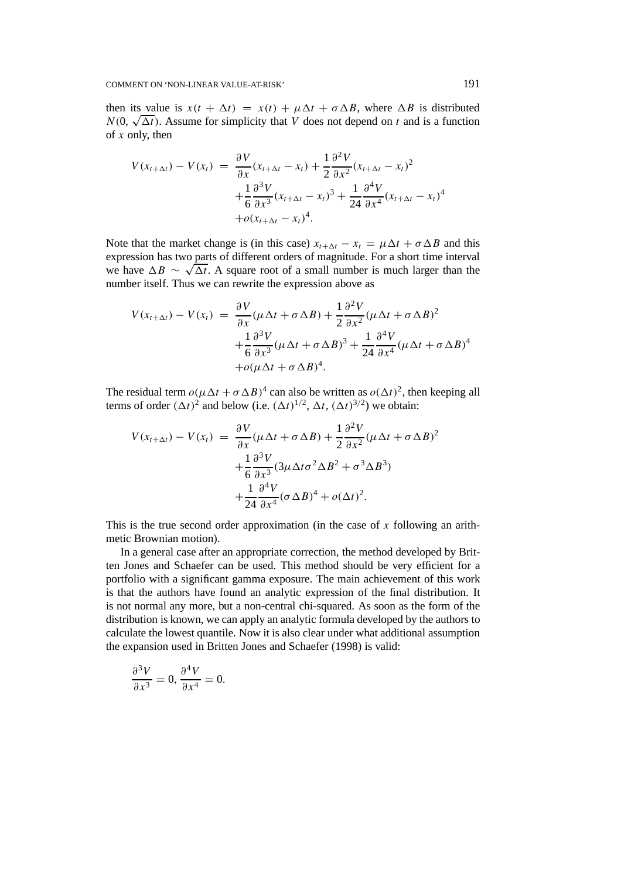then its value is $x(t + \Delta t) = x(t) + \mu\Delta t + \sigma\Delta B$, where $\Delta B$ is distributed $N(0, \sqrt{\Delta t})$. Assume for simplicity that $V$ does not depend on $t$ and is a function of $x$ only, then

$$
\begin{aligned}
V(x_{t+\Delta t}) - V(x_t) \;=\; & \frac{\partial V}{\partial x}(x_{t+\Delta t} - x_t) + \frac{1}{2}\frac{\partial^2 V}{\partial x^2}(x_{t+\Delta t} - x_t)^2 \\
& + \frac{1}{6}\frac{\partial^3 V}{\partial x^3}(x_{t+\Delta t} - x_t)^3 + \frac{1}{24}\frac{\partial^4 V}{\partial x^4}(x_{t+\Delta t} - x_t)^4 \\
& + o(x_{t+\Delta t} - x_t)^4.
\end{aligned}
$$

Note that the market change is (in this case) $x_{t+\Delta t} - x_t = \mu\Delta t + \sigma\Delta B$ and this expression has two parts of different orders of magnitude. For a short time interval we have $\Delta B \sim \sqrt{\Delta t}$. A square root of a small number is much larger than the number itself. Thus we can rewrite the expression above as

$$
\begin{aligned}
V(x_{t+\Delta t}) - V(x_t) \;=\; & \frac{\partial V}{\partial x}(\mu\Delta t + \sigma\Delta B) + \frac{1}{2}\frac{\partial^2 V}{\partial x^2}(\mu\Delta t + \sigma\Delta B)^2 \\
& + \frac{1}{6}\frac{\partial^3 V}{\partial x^3}(\mu\Delta t + \sigma\Delta B)^3 + \frac{1}{24}\frac{\partial^4 V}{\partial x^4}(\mu\Delta t + \sigma\Delta B)^4 \\
& + o(\mu\Delta t + \sigma\Delta B)^4.
\end{aligned}
$$

The residual term $o(\mu\Delta t + \sigma\Delta B)^4$ can also be written as $o(\Delta t)^2$, then keeping all terms of order $(\Delta t)^2$ and below (i.e. $(\Delta t)^{1/2}$, $\Delta t$, $(\Delta t)^{3/2}$) we obtain:

$$
\begin{aligned}
V(x_{t+\Delta t}) - V(x_t) \;=\; & \frac{\partial V}{\partial x}(\mu\Delta t + \sigma\Delta B) + \frac{1}{2}\frac{\partial^2 V}{\partial x^2}(\mu\Delta t + \sigma\Delta B)^2 \\
& + \frac{1}{6}\frac{\partial^3 V}{\partial x^3}(3\mu\Delta t\sigma^2\Delta B^2 + \sigma^3\Delta B^3) \\
& + \frac{1}{24}\frac{\partial^4 V}{\partial x^4}(\sigma\Delta B)^4 + o(\Delta t)^2.
\end{aligned}
$$

This is the true second order approximation (in the case of $x$ following an arithmetic Brownian motion).

In a general case after an appropriate correction, the method developed by Britten Jones and Schaefer can be used. This method should be very efficient for a portfolio with a significant gamma exposure. The main achievement of this work is that the authors have found an analytic expression of the final distribution. It is not normal any more, but a non-central chi-squared. As soon as the form of the distribution is known, we can apply an analytic formula developed by the authors to calculate the lowest quantile. Now it is also clear under what additional assumption the expansion used in Britten Jones and Schaefer (1998) is valid:

$$
\frac{\partial^3 V}{\partial x^3} = 0, \; \frac{\partial^4 V}{\partial x^4} = 0.
$$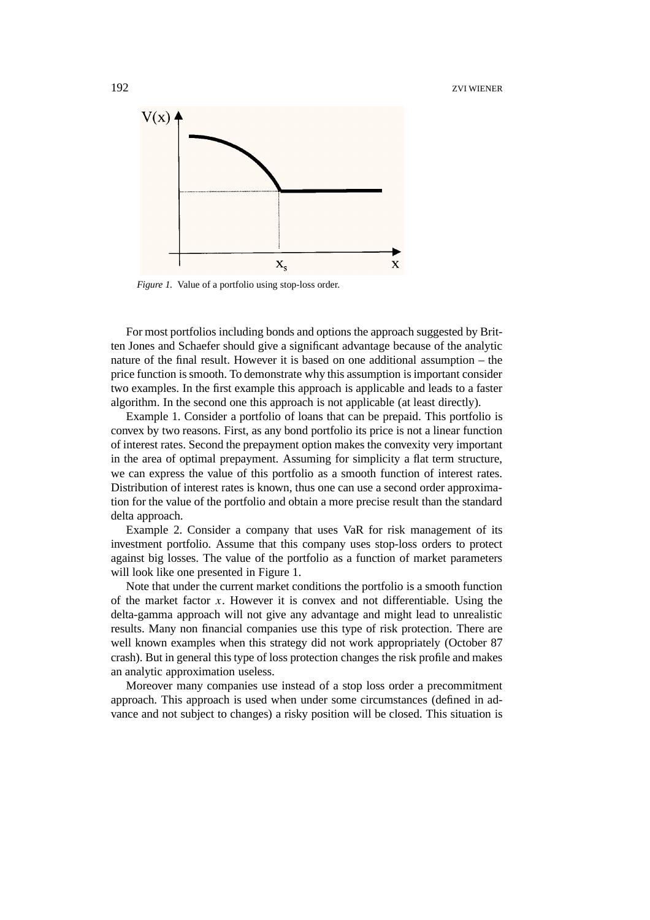*Figure 1.* Value of a portfolio using stop-loss order.

For most portfolios including bonds and options the approach suggested by Britten Jones and Schaefer should give a significant advantage because of the analytic nature of the final result. However it is based on one additional assumption – the price function is smooth. To demonstrate why this assumption is important consider two examples. In the first example this approach is applicable and leads to a faster algorithm. In the second one this approach is not applicable (at least directly).

Example 1. Consider a portfolio of loans that can be prepaid. This portfolio is convex by two reasons. First, as any bond portfolio its price is not a linear function of interest rates. Second the prepayment option makes the convexity very important in the area of optimal prepayment. Assuming for simplicity a flat term structure, we can express the value of this portfolio as a smooth function of interest rates. Distribution of interest rates is known, thus one can use a second order approximation for the value of the portfolio and obtain a more precise result than the standard delta approach.

Example 2. Consider a company that uses VaR for risk management of its investment portfolio. Assume that this company uses stop-loss orders to protect against big losses. The value of the portfolio as a function of market parameters will look like one presented in Figure 1.

Note that under the current market conditions the portfolio is a smooth function of the market factor $x$. However it is convex and not differentiable. Using the delta-gamma approach will not give any advantage and might lead to unrealistic results. Many non financial companies use this type of risk protection. There are well known examples when this strategy did not work appropriately (October 87 crash). But in general this type of loss protection changes the risk profile and makes an analytic approximation useless.

Moreover many companies use instead of a stop loss order a precommitment approach. This approach is used when under some circumstances (defined in advance and not subject to changes) a risky position will be closed. This situation is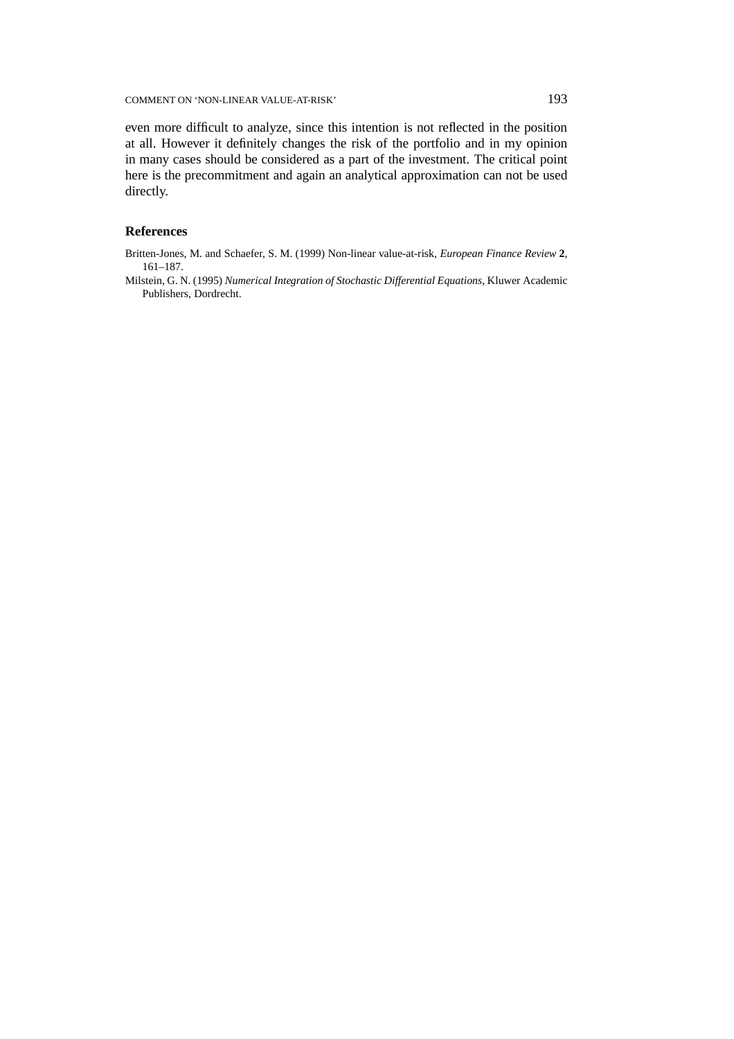even more difficult to analyze, since this intention is not reflected in the position at all. However it definitely changes the risk of the portfolio and in my opinion in many cases should be considered as a part of the investment. The critical point here is the precommitment and again an analytical approximation can not be used directly.

## References

Britten-Jones, M. and Schaefer, S. M. (1999) Non-linear value-at-risk, *European Finance Review* **2**, 161–187.

Milstein, G. N. (1995) *Numerical Integration of Stochastic Differential Equations*, Kluwer Academic Publishers, Dordrecht.